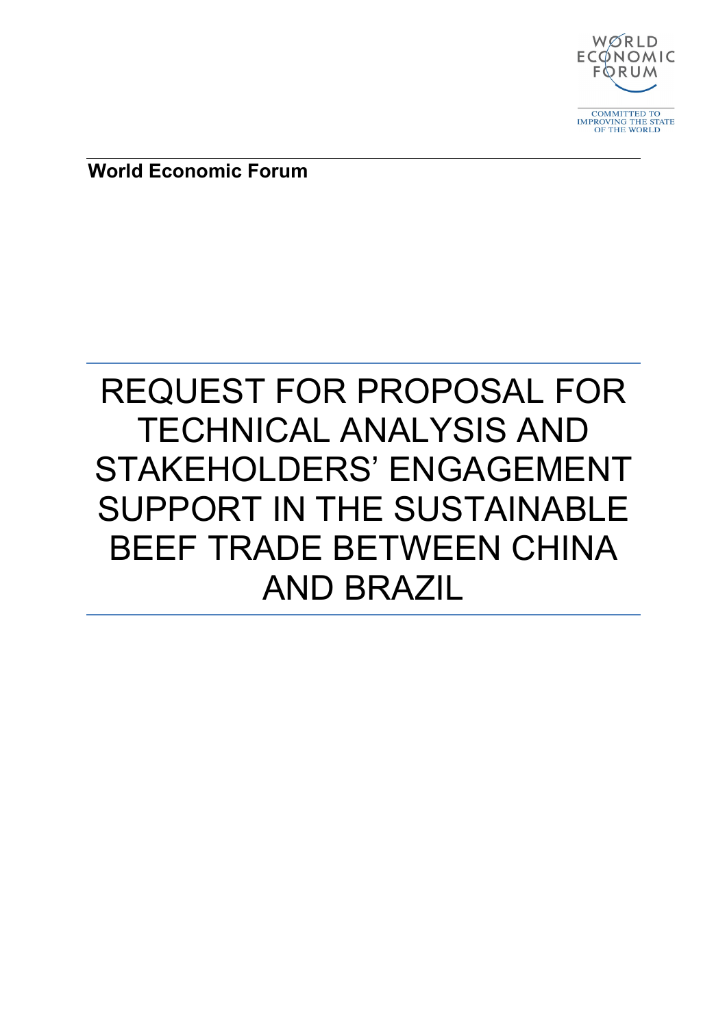World Economic Forum

COMMITTED TO IMPROVING THE STATE OF THE WORLD

**World Economic Forum**

# REQUEST FOR PROPOSAL FOR TECHNICAL ANALYSIS AND STAKEHOLDERS' ENGAGEMENT SUPPORT IN THE SUSTAINABLE BEEF TRADE BETWEEN CHINA AND BRAZIL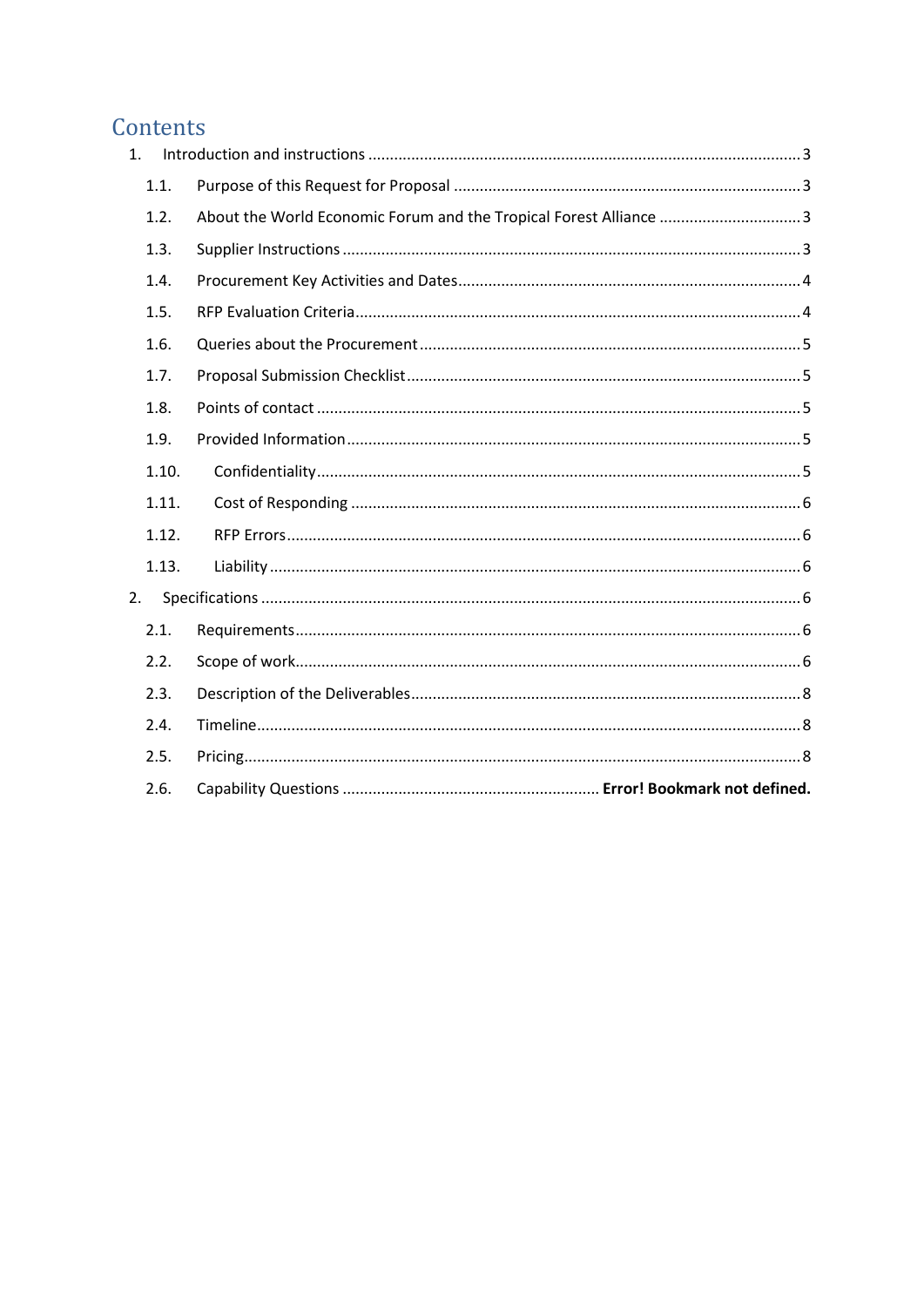## Contents

1. Introduction and instructions ..... 3
   - 1.1. Purpose of this Request for Proposal ..... 3
   - 1.2. About the World Economic Forum and the Tropical Forest Alliance ..... 3
   - 1.3. Supplier Instructions ..... 3
   - 1.4. Procurement Key Activities and Dates ..... 4
   - 1.5. RFP Evaluation Criteria ..... 4
   - 1.6. Queries about the Procurement ..... 5
   - 1.7. Proposal Submission Checklist ..... 5
   - 1.8. Points of contact ..... 5
   - 1.9. Provided Information ..... 5
   - 1.10. Confidentiality ..... 5
   - 1.11. Cost of Responding ..... 6
   - 1.12. RFP Errors ..... 6
   - 1.13. Liability ..... 6
2. Specifications ..... 6
   - 2.1. Requirements ..... 6
   - 2.2. Scope of work ..... 6
   - 2.3. Description of the Deliverables ..... 8
   - 2.4. Timeline ..... 8
   - 2.5. Pricing ..... 8
   - 2.6. Capability Questions ..... **Error! Bookmark not defined.**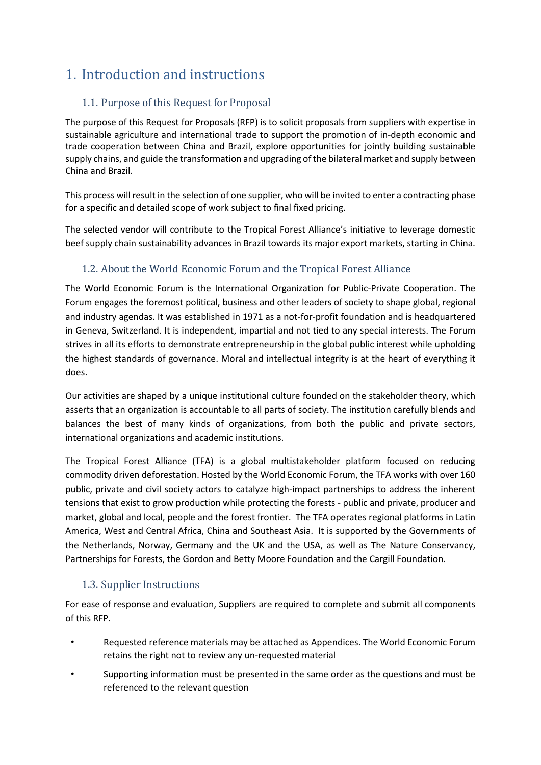# 1. Introduction and instructions

## 1.1. Purpose of this Request for Proposal

The purpose of this Request for Proposals (RFP) is to solicit proposals from suppliers with expertise in sustainable agriculture and international trade to support the promotion of in-depth economic and trade cooperation between China and Brazil, explore opportunities for jointly building sustainable supply chains, and guide the transformation and upgrading of the bilateral market and supply between China and Brazil.

This process will result in the selection of one supplier, who will be invited to enter a contracting phase for a specific and detailed scope of work subject to final fixed pricing.

The selected vendor will contribute to the Tropical Forest Alliance's initiative to leverage domestic beef supply chain sustainability advances in Brazil towards its major export markets, starting in China.

## 1.2. About the World Economic Forum and the Tropical Forest Alliance

The World Economic Forum is the International Organization for Public-Private Cooperation. The Forum engages the foremost political, business and other leaders of society to shape global, regional and industry agendas. It was established in 1971 as a not-for-profit foundation and is headquartered in Geneva, Switzerland. It is independent, impartial and not tied to any special interests. The Forum strives in all its efforts to demonstrate entrepreneurship in the global public interest while upholding the highest standards of governance. Moral and intellectual integrity is at the heart of everything it does.

Our activities are shaped by a unique institutional culture founded on the stakeholder theory, which asserts that an organization is accountable to all parts of society. The institution carefully blends and balances the best of many kinds of organizations, from both the public and private sectors, international organizations and academic institutions.

The Tropical Forest Alliance (TFA) is a global multistakeholder platform focused on reducing commodity driven deforestation. Hosted by the World Economic Forum, the TFA works with over 160 public, private and civil society actors to catalyze high-impact partnerships to address the inherent tensions that exist to grow production while protecting the forests - public and private, producer and market, global and local, people and the forest frontier. The TFA operates regional platforms in Latin America, West and Central Africa, China and Southeast Asia. It is supported by the Governments of the Netherlands, Norway, Germany and the UK and the USA, as well as The Nature Conservancy, Partnerships for Forests, the Gordon and Betty Moore Foundation and the Cargill Foundation.

## 1.3. Supplier Instructions

For ease of response and evaluation, Suppliers are required to complete and submit all components of this RFP.

- Requested reference materials may be attached as Appendices. The World Economic Forum retains the right not to review any un-requested material
- Supporting information must be presented in the same order as the questions and must be referenced to the relevant question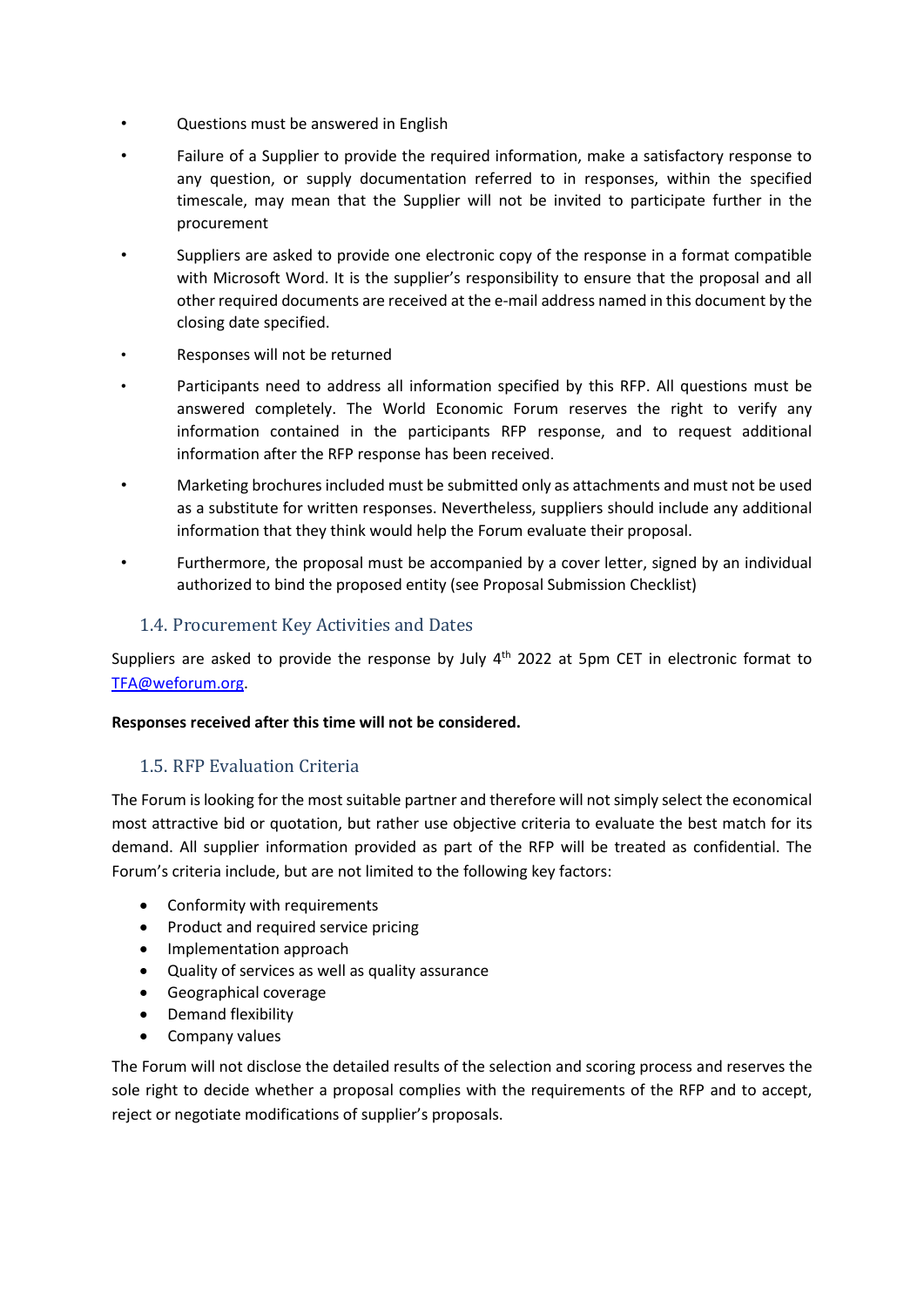- Questions must be answered in English
- Failure of a Supplier to provide the required information, make a satisfactory response to any question, or supply documentation referred to in responses, within the specified timescale, may mean that the Supplier will not be invited to participate further in the procurement
- Suppliers are asked to provide one electronic copy of the response in a format compatible with Microsoft Word. It is the supplier's responsibility to ensure that the proposal and all other required documents are received at the e-mail address named in this document by the closing date specified.
- Responses will not be returned
- Participants need to address all information specified by this RFP. All questions must be answered completely. The World Economic Forum reserves the right to verify any information contained in the participants RFP response, and to request additional information after the RFP response has been received.
- Marketing brochures included must be submitted only as attachments and must not be used as a substitute for written responses. Nevertheless, suppliers should include any additional information that they think would help the Forum evaluate their proposal.
- Furthermore, the proposal must be accompanied by a cover letter, signed by an individual authorized to bind the proposed entity (see Proposal Submission Checklist)

## 1.4. Procurement Key Activities and Dates

Suppliers are asked to provide the response by July 4th 2022 at 5pm CET in electronic format to TFA@weforum.org.

**Responses received after this time will not be considered.**

## 1.5. RFP Evaluation Criteria

The Forum is looking for the most suitable partner and therefore will not simply select the economical most attractive bid or quotation, but rather use objective criteria to evaluate the best match for its demand. All supplier information provided as part of the RFP will be treated as confidential. The Forum's criteria include, but are not limited to the following key factors:

- Conformity with requirements
- Product and required service pricing
- Implementation approach
- Quality of services as well as quality assurance
- Geographical coverage
- Demand flexibility
- Company values

The Forum will not disclose the detailed results of the selection and scoring process and reserves the sole right to decide whether a proposal complies with the requirements of the RFP and to accept, reject or negotiate modifications of supplier's proposals.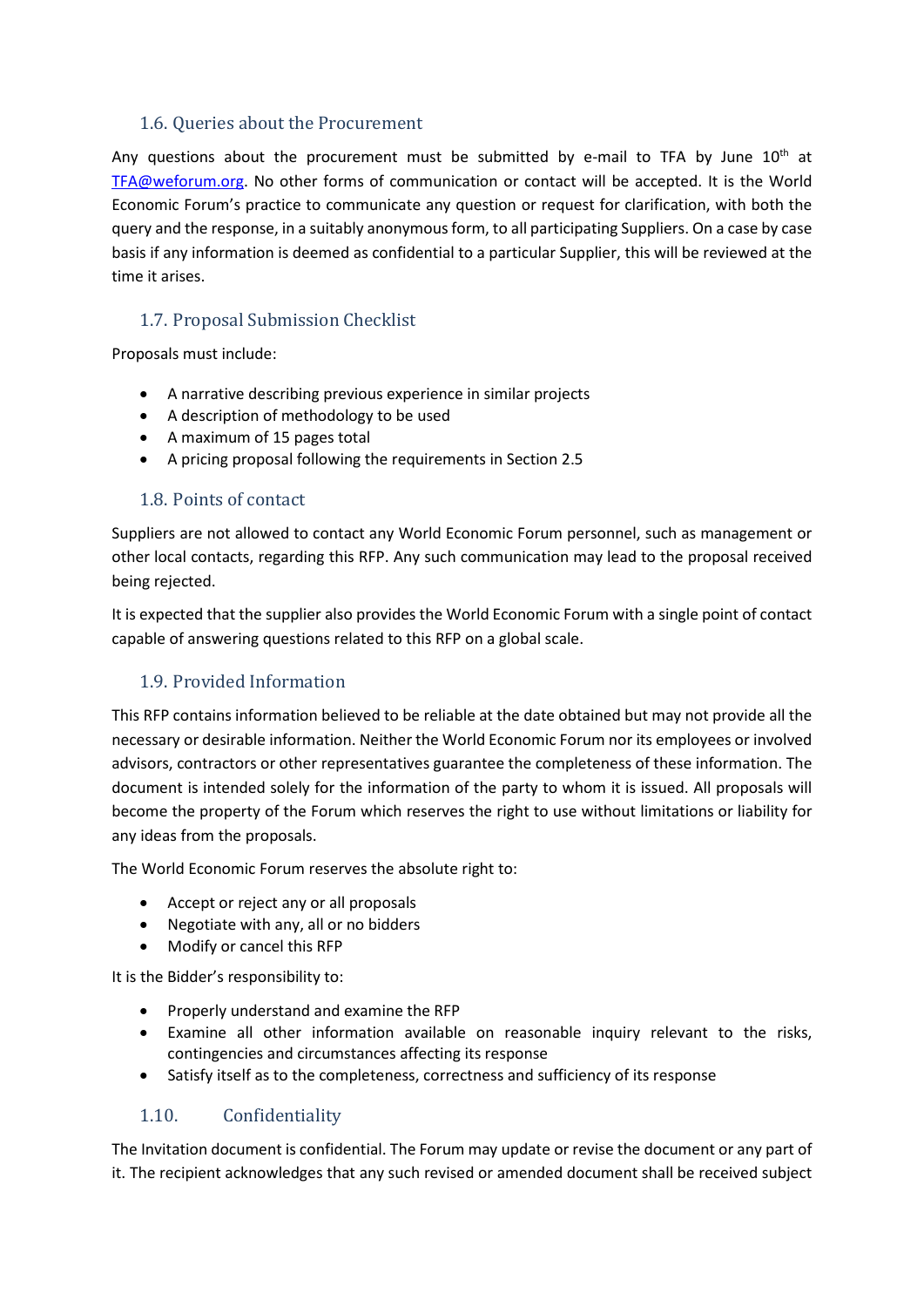### 1.6. Queries about the Procurement

Any questions about the procurement must be submitted by e-mail to TFA by June 10th at TFA@weforum.org. No other forms of communication or contact will be accepted. It is the World Economic Forum's practice to communicate any question or request for clarification, with both the query and the response, in a suitably anonymous form, to all participating Suppliers. On a case by case basis if any information is deemed as confidential to a particular Supplier, this will be reviewed at the time it arises.

### 1.7. Proposal Submission Checklist

Proposals must include:

- A narrative describing previous experience in similar projects
- A description of methodology to be used
- A maximum of 15 pages total
- A pricing proposal following the requirements in Section 2.5

### 1.8. Points of contact

Suppliers are not allowed to contact any World Economic Forum personnel, such as management or other local contacts, regarding this RFP. Any such communication may lead to the proposal received being rejected.

It is expected that the supplier also provides the World Economic Forum with a single point of contact capable of answering questions related to this RFP on a global scale.

### 1.9. Provided Information

This RFP contains information believed to be reliable at the date obtained but may not provide all the necessary or desirable information. Neither the World Economic Forum nor its employees or involved advisors, contractors or other representatives guarantee the completeness of these information. The document is intended solely for the information of the party to whom it is issued. All proposals will become the property of the Forum which reserves the right to use without limitations or liability for any ideas from the proposals.

The World Economic Forum reserves the absolute right to:

- Accept or reject any or all proposals
- Negotiate with any, all or no bidders
- Modify or cancel this RFP

It is the Bidder's responsibility to:

- Properly understand and examine the RFP
- Examine all other information available on reasonable inquiry relevant to the risks, contingencies and circumstances affecting its response
- Satisfy itself as to the completeness, correctness and sufficiency of its response

### 1.10. Confidentiality

The Invitation document is confidential. The Forum may update or revise the document or any part of it. The recipient acknowledges that any such revised or amended document shall be received subject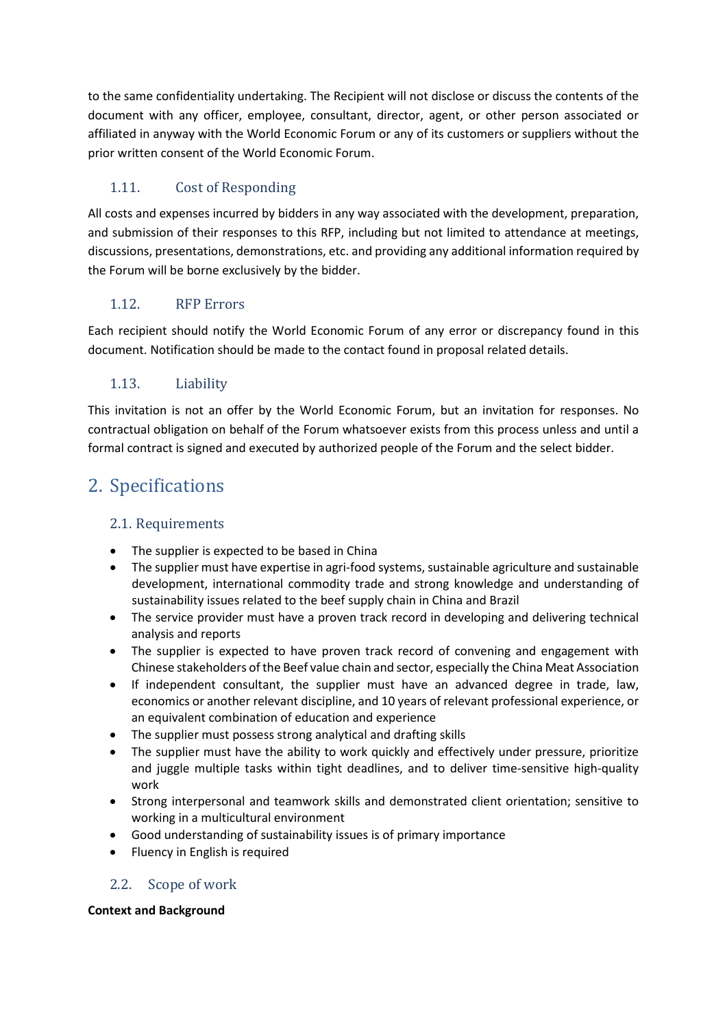to the same confidentiality undertaking. The Recipient will not disclose or discuss the contents of the document with any officer, employee, consultant, director, agent, or other person associated or affiliated in anyway with the World Economic Forum or any of its customers or suppliers without the prior written consent of the World Economic Forum.

### 1.11. Cost of Responding

All costs and expenses incurred by bidders in any way associated with the development, preparation, and submission of their responses to this RFP, including but not limited to attendance at meetings, discussions, presentations, demonstrations, etc. and providing any additional information required by the Forum will be borne exclusively by the bidder.

### 1.12. RFP Errors

Each recipient should notify the World Economic Forum of any error or discrepancy found in this document. Notification should be made to the contact found in proposal related details.

### 1.13. Liability

This invitation is not an offer by the World Economic Forum, but an invitation for responses. No contractual obligation on behalf of the Forum whatsoever exists from this process unless and until a formal contract is signed and executed by authorized people of the Forum and the select bidder.

## 2. Specifications

### 2.1. Requirements

- The supplier is expected to be based in China
- The supplier must have expertise in agri-food systems, sustainable agriculture and sustainable development, international commodity trade and strong knowledge and understanding of sustainability issues related to the beef supply chain in China and Brazil
- The service provider must have a proven track record in developing and delivering technical analysis and reports
- The supplier is expected to have proven track record of convening and engagement with Chinese stakeholders of the Beef value chain and sector, especially the China Meat Association
- If independent consultant, the supplier must have an advanced degree in trade, law, economics or another relevant discipline, and 10 years of relevant professional experience, or an equivalent combination of education and experience
- The supplier must possess strong analytical and drafting skills
- The supplier must have the ability to work quickly and effectively under pressure, prioritize and juggle multiple tasks within tight deadlines, and to deliver time-sensitive high-quality work
- Strong interpersonal and teamwork skills and demonstrated client orientation; sensitive to working in a multicultural environment
- Good understanding of sustainability issues is of primary importance
- Fluency in English is required

### 2.2. Scope of work

**Context and Background**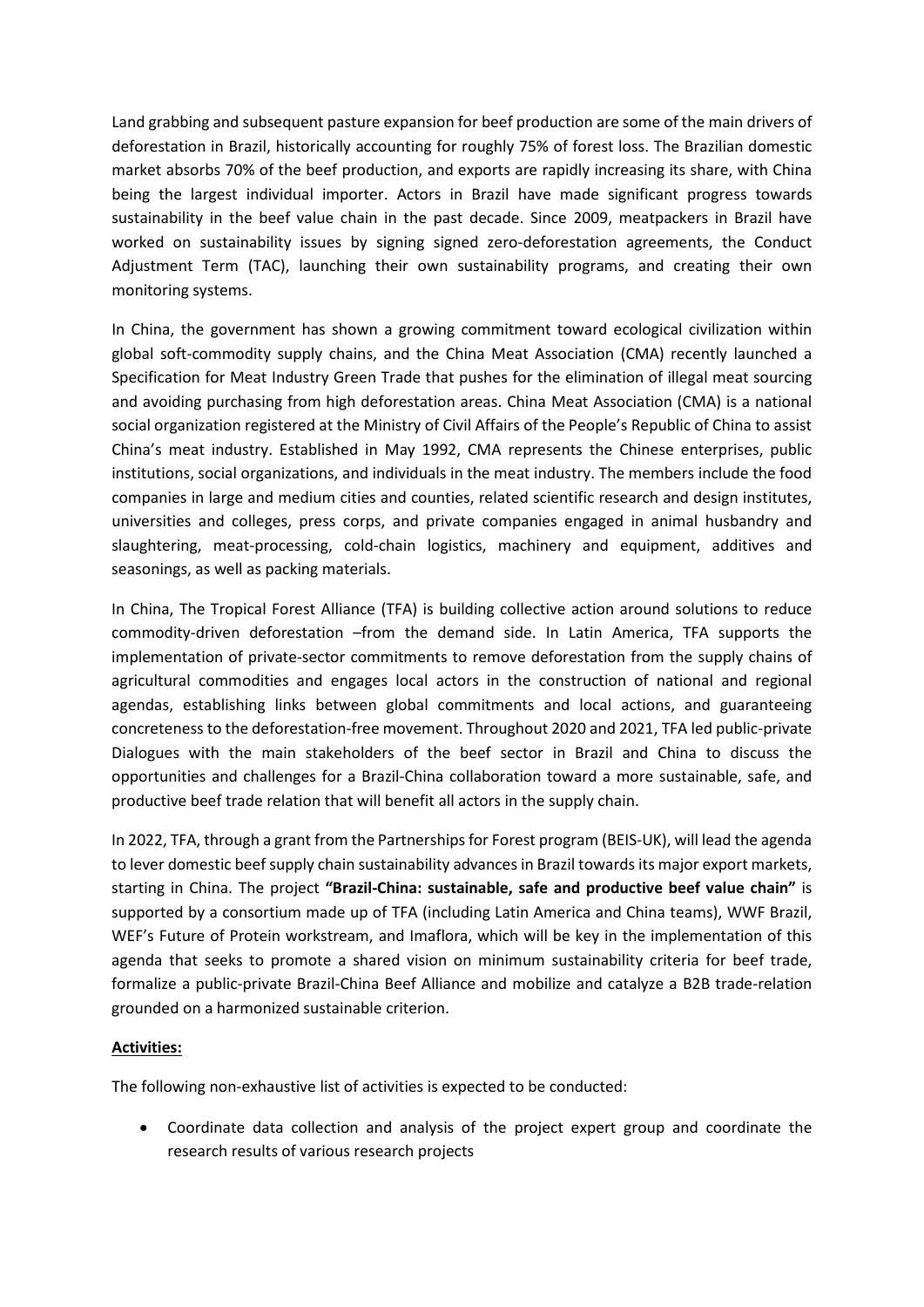Land grabbing and subsequent pasture expansion for beef production are some of the main drivers of deforestation in Brazil, historically accounting for roughly 75% of forest loss. The Brazilian domestic market absorbs 70% of the beef production, and exports are rapidly increasing its share, with China being the largest individual importer. Actors in Brazil have made significant progress towards sustainability in the beef value chain in the past decade. Since 2009, meatpackers in Brazil have worked on sustainability issues by signing signed zero-deforestation agreements, the Conduct Adjustment Term (TAC), launching their own sustainability programs, and creating their own monitoring systems.

In China, the government has shown a growing commitment toward ecological civilization within global soft-commodity supply chains, and the China Meat Association (CMA) recently launched a Specification for Meat Industry Green Trade that pushes for the elimination of illegal meat sourcing and avoiding purchasing from high deforestation areas. China Meat Association (CMA) is a national social organization registered at the Ministry of Civil Affairs of the People's Republic of China to assist China's meat industry. Established in May 1992, CMA represents the Chinese enterprises, public institutions, social organizations, and individuals in the meat industry. The members include the food companies in large and medium cities and counties, related scientific research and design institutes, universities and colleges, press corps, and private companies engaged in animal husbandry and slaughtering, meat-processing, cold-chain logistics, machinery and equipment, additives and seasonings, as well as packing materials.

In China, The Tropical Forest Alliance (TFA) is building collective action around solutions to reduce commodity-driven deforestation –from the demand side. In Latin America, TFA supports the implementation of private-sector commitments to remove deforestation from the supply chains of agricultural commodities and engages local actors in the construction of national and regional agendas, establishing links between global commitments and local actions, and guaranteeing concreteness to the deforestation-free movement. Throughout 2020 and 2021, TFA led public-private Dialogues with the main stakeholders of the beef sector in Brazil and China to discuss the opportunities and challenges for a Brazil-China collaboration toward a more sustainable, safe, and productive beef trade relation that will benefit all actors in the supply chain.

In 2022, TFA, through a grant from the Partnerships for Forest program (BEIS-UK), will lead the agenda to lever domestic beef supply chain sustainability advances in Brazil towards its major export markets, starting in China. The project **"Brazil-China: sustainable, safe and productive beef value chain"** is supported by a consortium made up of TFA (including Latin America and China teams), WWF Brazil, WEF's Future of Protein workstream, and Imaflora, which will be key in the implementation of this agenda that seeks to promote a shared vision on minimum sustainability criteria for beef trade, formalize a public-private Brazil-China Beef Alliance and mobilize and catalyze a B2B trade-relation grounded on a harmonized sustainable criterion.

**Activities:**

The following non-exhaustive list of activities is expected to be conducted:

- Coordinate data collection and analysis of the project expert group and coordinate the research results of various research projects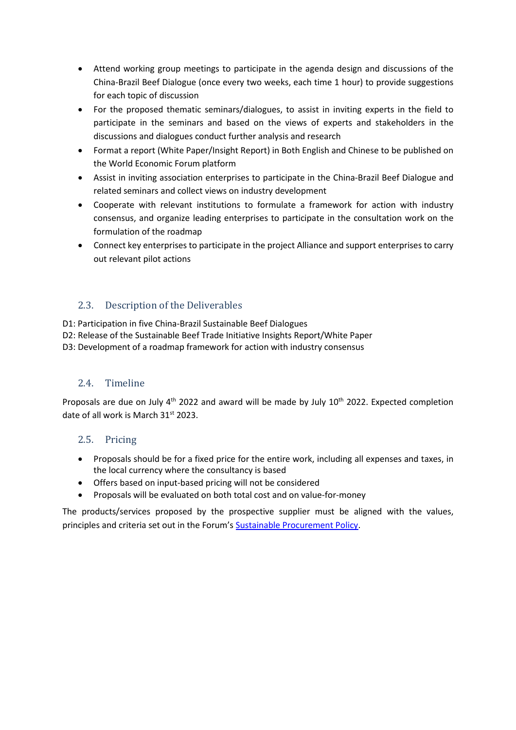- Attend working group meetings to participate in the agenda design and discussions of the China-Brazil Beef Dialogue (once every two weeks, each time 1 hour) to provide suggestions for each topic of discussion
- For the proposed thematic seminars/dialogues, to assist in inviting experts in the field to participate in the seminars and based on the views of experts and stakeholders in the discussions and dialogues conduct further analysis and research
- Format a report (White Paper/Insight Report) in Both English and Chinese to be published on the World Economic Forum platform
- Assist in inviting association enterprises to participate in the China-Brazil Beef Dialogue and related seminars and collect views on industry development
- Cooperate with relevant institutions to formulate a framework for action with industry consensus, and organize leading enterprises to participate in the consultation work on the formulation of the roadmap
- Connect key enterprises to participate in the project Alliance and support enterprises to carry out relevant pilot actions

### 2.3. Description of the Deliverables

D1: Participation in five China-Brazil Sustainable Beef Dialogues
D2: Release of the Sustainable Beef Trade Initiative Insights Report/White Paper
D3: Development of a roadmap framework for action with industry consensus

### 2.4. Timeline

Proposals are due on July 4th 2022 and award will be made by July 10th 2022. Expected completion date of all work is March 31st 2023.

### 2.5. Pricing

- Proposals should be for a fixed price for the entire work, including all expenses and taxes, in the local currency where the consultancy is based
- Offers based on input-based pricing will not be considered
- Proposals will be evaluated on both total cost and on value-for-money

The products/services proposed by the prospective supplier must be aligned with the values, principles and criteria set out in the Forum's Sustainable Procurement Policy.